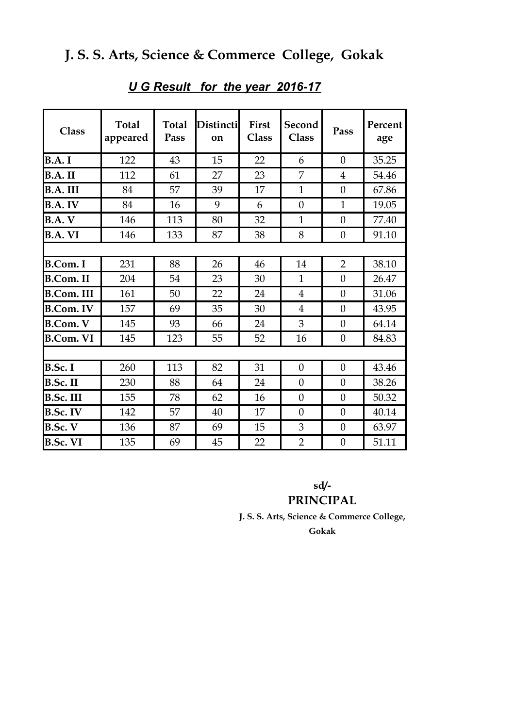# J. S. S. Arts, Science & Commerce College, Gokak

## *U G Result for the year 2016-17*

| Class | Total appeared | Total Pass | Distinction | First Class | Second Class | Pass | Percentage |
|---|---|---|---|---|---|---|---|
| **B.A. I** | 122 | 43 | 15 | 22 | 6 | 0 | 35.25 |
| **B.A. II** | 112 | 61 | 27 | 23 | 7 | 4 | 54.46 |
| **B.A. III** | 84 | 57 | 39 | 17 | 1 | 0 | 67.86 |
| **B.A. IV** | 84 | 16 | 9 | 6 | 0 | 1 | 19.05 |
| **B.A. V** | 146 | 113 | 80 | 32 | 1 | 0 | 77.40 |
| **B.A. VI** | 146 | 133 | 87 | 38 | 8 | 0 | 91.10 |
| | | | | | | | |
| **B.Com. I** | 231 | 88 | 26 | 46 | 14 | 2 | 38.10 |
| **B.Com. II** | 204 | 54 | 23 | 30 | 1 | 0 | 26.47 |
| **B.Com. III** | 161 | 50 | 22 | 24 | 4 | 0 | 31.06 |
| **B.Com. IV** | 157 | 69 | 35 | 30 | 4 | 0 | 43.95 |
| **B.Com. V** | 145 | 93 | 66 | 24 | 3 | 0 | 64.14 |
| **B.Com. VI** | 145 | 123 | 55 | 52 | 16 | 0 | 84.83 |
| | | | | | | | |
| **B.Sc. I** | 260 | 113 | 82 | 31 | 0 | 0 | 43.46 |
| **B.Sc. II** | 230 | 88 | 64 | 24 | 0 | 0 | 38.26 |
| **B.Sc. III** | 155 | 78 | 62 | 16 | 0 | 0 | 50.32 |
| **B.Sc. IV** | 142 | 57 | 40 | 17 | 0 | 0 | 40.14 |
| **B.Sc. V** | 136 | 87 | 69 | 15 | 3 | 0 | 63.97 |
| **B.Sc. VI** | 135 | 69 | 45 | 22 | 2 | 0 | 51.11 |

**sd/-**

**PRINCIPAL**

**J. S. S. Arts, Science & Commerce College,**

**Gokak**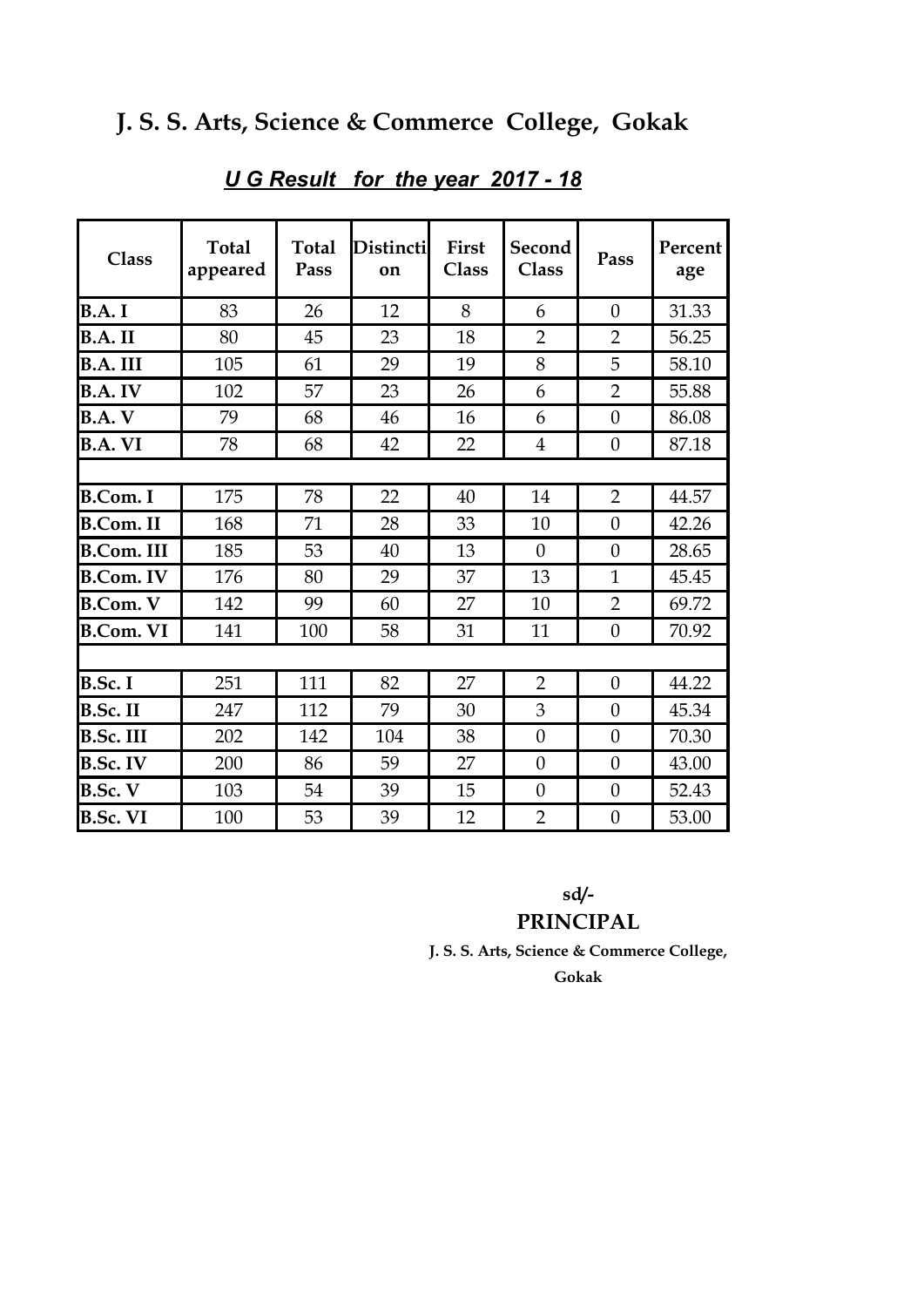# J. S. S. Arts, Science & Commerce College, Gokak

## ***U G Result for the year 2017 - 18***

| Class | Total appeared | Total Pass | Distinction | First Class | Second Class | Pass | Percentage |
|---|---|---|---|---|---|---|---|
| **B.A. I** | 83 | 26 | 12 | 8 | 6 | 0 | 31.33 |
| **B.A. II** | 80 | 45 | 23 | 18 | 2 | 2 | 56.25 |
| **B.A. III** | 105 | 61 | 29 | 19 | 8 | 5 | 58.10 |
| **B.A. IV** | 102 | 57 | 23 | 26 | 6 | 2 | 55.88 |
| **B.A. V** | 79 | 68 | 46 | 16 | 6 | 0 | 86.08 |
| **B.A. VI** | 78 | 68 | 42 | 22 | 4 | 0 | 87.18 |
| | | | | | | | |
| **B.Com. I** | 175 | 78 | 22 | 40 | 14 | 2 | 44.57 |
| **B.Com. II** | 168 | 71 | 28 | 33 | 10 | 0 | 42.26 |
| **B.Com. III** | 185 | 53 | 40 | 13 | 0 | 0 | 28.65 |
| **B.Com. IV** | 176 | 80 | 29 | 37 | 13 | 1 | 45.45 |
| **B.Com. V** | 142 | 99 | 60 | 27 | 10 | 2 | 69.72 |
| **B.Com. VI** | 141 | 100 | 58 | 31 | 11 | 0 | 70.92 |
| | | | | | | | |
| **B.Sc. I** | 251 | 111 | 82 | 27 | 2 | 0 | 44.22 |
| **B.Sc. II** | 247 | 112 | 79 | 30 | 3 | 0 | 45.34 |
| **B.Sc. III** | 202 | 142 | 104 | 38 | 0 | 0 | 70.30 |
| **B.Sc. IV** | 200 | 86 | 59 | 27 | 0 | 0 | 43.00 |
| **B.Sc. V** | 103 | 54 | 39 | 15 | 0 | 0 | 52.43 |
| **B.Sc. VI** | 100 | 53 | 39 | 12 | 2 | 0 | 53.00 |

**sd/-**

**PRINCIPAL**

**J. S. S. Arts, Science & Commerce College,**

**Gokak**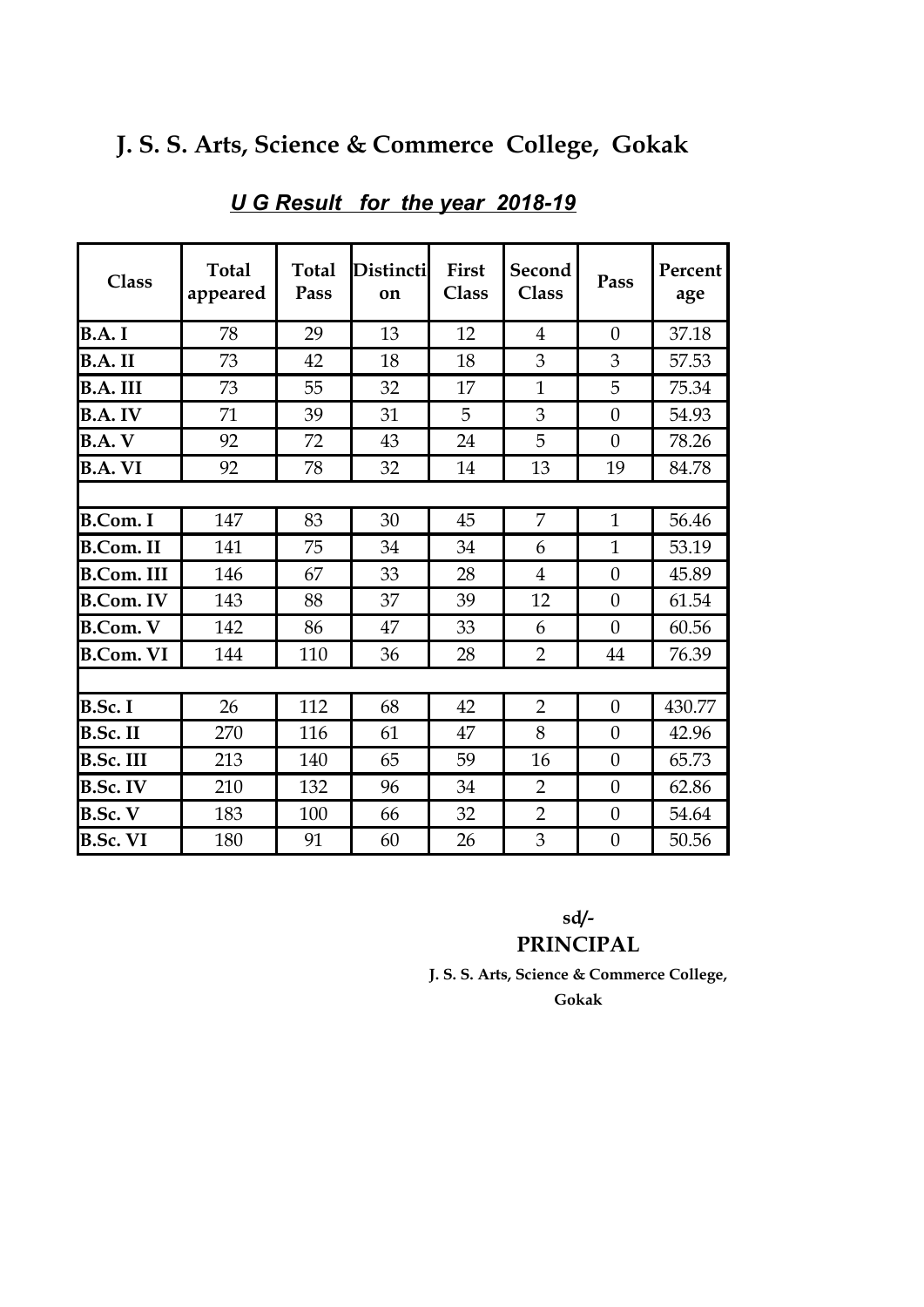# J. S. S. Arts, Science & Commerce College, Gokak

***U G Result for the year 2018-19***

| Class | Total appeared | Total Pass | Distinction | First Class | Second Class | Pass | Percentage |
|---|---|---|---|---|---|---|---|
| **B.A. I** | 78 | 29 | 13 | 12 | 4 | 0 | 37.18 |
| **B.A. II** | 73 | 42 | 18 | 18 | 3 | 3 | 57.53 |
| **B.A. III** | 73 | 55 | 32 | 17 | 1 | 5 | 75.34 |
| **B.A. IV** | 71 | 39 | 31 | 5 | 3 | 0 | 54.93 |
| **B.A. V** | 92 | 72 | 43 | 24 | 5 | 0 | 78.26 |
| **B.A. VI** | 92 | 78 | 32 | 14 | 13 | 19 | 84.78 |
| | | | | | | | |
| **B.Com. I** | 147 | 83 | 30 | 45 | 7 | 1 | 56.46 |
| **B.Com. II** | 141 | 75 | 34 | 34 | 6 | 1 | 53.19 |
| **B.Com. III** | 146 | 67 | 33 | 28 | 4 | 0 | 45.89 |
| **B.Com. IV** | 143 | 88 | 37 | 39 | 12 | 0 | 61.54 |
| **B.Com. V** | 142 | 86 | 47 | 33 | 6 | 0 | 60.56 |
| **B.Com. VI** | 144 | 110 | 36 | 28 | 2 | 44 | 76.39 |
| | | | | | | | |
| **B.Sc. I** | 26 | 112 | 68 | 42 | 2 | 0 | 430.77 |
| **B.Sc. II** | 270 | 116 | 61 | 47 | 8 | 0 | 42.96 |
| **B.Sc. III** | 213 | 140 | 65 | 59 | 16 | 0 | 65.73 |
| **B.Sc. IV** | 210 | 132 | 96 | 34 | 2 | 0 | 62.86 |
| **B.Sc. V** | 183 | 100 | 66 | 32 | 2 | 0 | 54.64 |
| **B.Sc. VI** | 180 | 91 | 60 | 26 | 3 | 0 | 50.56 |

**sd/-**

**PRINCIPAL**

**J. S. S. Arts, Science & Commerce College,**

**Gokak**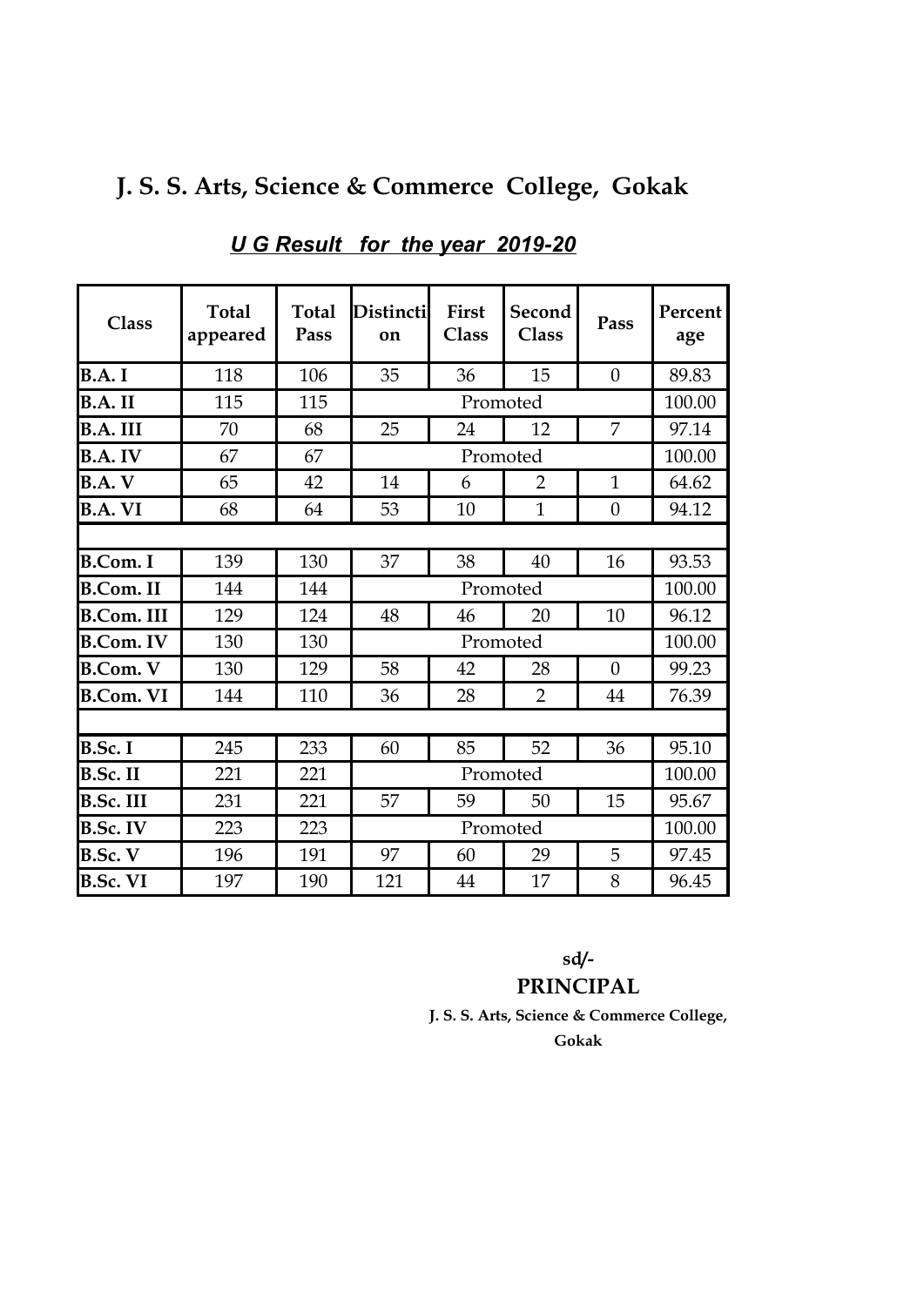# J. S. S. Arts, Science & Commerce College, Gokak

## ***U G Result for the year 2019-20***

| Class | Total appeared | Total Pass | Distinction | First Class | Second Class | Pass | Percentage |
|---|---|---|---|---|---|---|---|
| **B.A. I** | 118 | 106 | 35 | 36 | 15 | 0 | 89.83 |
| **B.A. II** | 115 | 115 | Promoted | | | | 100.00 |
| **B.A. III** | 70 | 68 | 25 | 24 | 12 | 7 | 97.14 |
| **B.A. IV** | 67 | 67 | Promoted | | | | 100.00 |
| **B.A. V** | 65 | 42 | 14 | 6 | 2 | 1 | 64.62 |
| **B.A. VI** | 68 | 64 | 53 | 10 | 1 | 0 | 94.12 |
| | | | | | | | |
| **B.Com. I** | 139 | 130 | 37 | 38 | 40 | 16 | 93.53 |
| **B.Com. II** | 144 | 144 | Promoted | | | | 100.00 |
| **B.Com. III** | 129 | 124 | 48 | 46 | 20 | 10 | 96.12 |
| **B.Com. IV** | 130 | 130 | Promoted | | | | 100.00 |
| **B.Com. V** | 130 | 129 | 58 | 42 | 28 | 0 | 99.23 |
| **B.Com. VI** | 144 | 110 | 36 | 28 | 2 | 44 | 76.39 |
| | | | | | | | |
| **B.Sc. I** | 245 | 233 | 60 | 85 | 52 | 36 | 95.10 |
| **B.Sc. II** | 221 | 221 | Promoted | | | | 100.00 |
| **B.Sc. III** | 231 | 221 | 57 | 59 | 50 | 15 | 95.67 |
| **B.Sc. IV** | 223 | 223 | Promoted | | | | 100.00 |
| **B.Sc. V** | 196 | 191 | 97 | 60 | 29 | 5 | 97.45 |
| **B.Sc. VI** | 197 | 190 | 121 | 44 | 17 | 8 | 96.45 |

**sd/-**

**PRINCIPAL**

**J. S. S. Arts, Science & Commerce College, Gokak**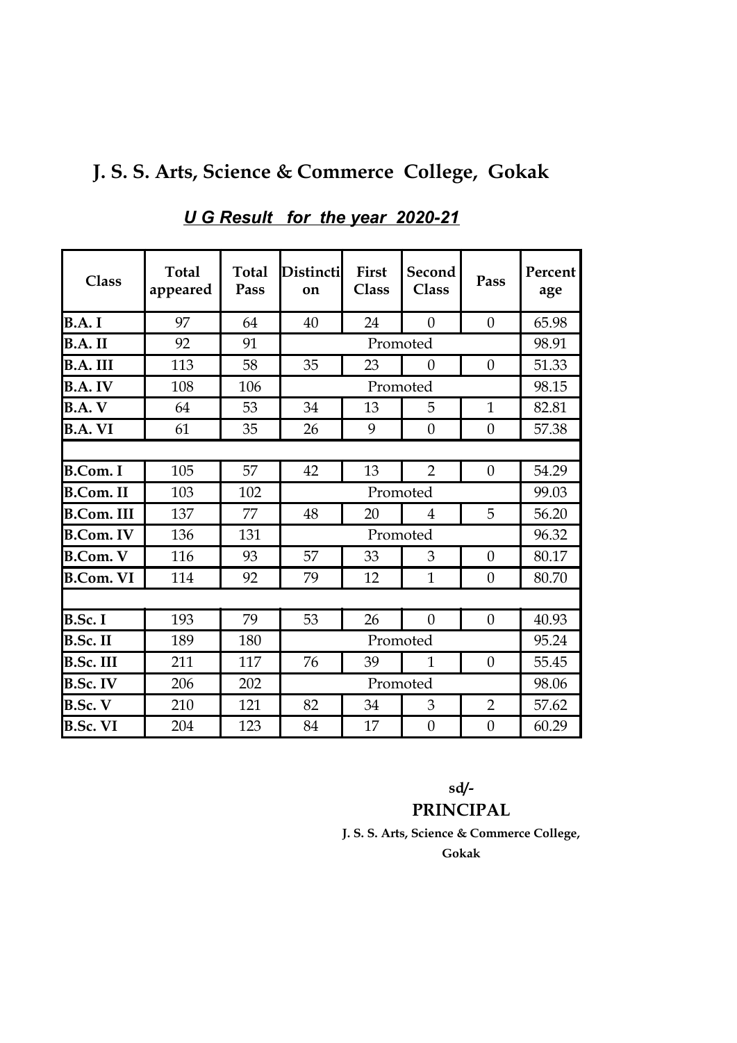# J. S. S. Arts, Science & Commerce College, Gokak

## *U G Result for the year 2020-21*

| Class | Total appeared | Total Pass | Distinction | First Class | Second Class | Pass | Percentage |
|---|---|---|---|---|---|---|---|
| **B.A. I** | 97 | 64 | 40 | 24 | 0 | 0 | 65.98 |
| **B.A. II** | 92 | 91 | Promoted | | | | 98.91 |
| **B.A. III** | 113 | 58 | 35 | 23 | 0 | 0 | 51.33 |
| **B.A. IV** | 108 | 106 | Promoted | | | | 98.15 |
| **B.A. V** | 64 | 53 | 34 | 13 | 5 | 1 | 82.81 |
| **B.A. VI** | 61 | 35 | 26 | 9 | 0 | 0 | 57.38 |
| | | | | | | | |
| **B.Com. I** | 105 | 57 | 42 | 13 | 2 | 0 | 54.29 |
| **B.Com. II** | 103 | 102 | Promoted | | | | 99.03 |
| **B.Com. III** | 137 | 77 | 48 | 20 | 4 | 5 | 56.20 |
| **B.Com. IV** | 136 | 131 | Promoted | | | | 96.32 |
| **B.Com. V** | 116 | 93 | 57 | 33 | 3 | 0 | 80.17 |
| **B.Com. VI** | 114 | 92 | 79 | 12 | 1 | 0 | 80.70 |
| | | | | | | | |
| **B.Sc. I** | 193 | 79 | 53 | 26 | 0 | 0 | 40.93 |
| **B.Sc. II** | 189 | 180 | Promoted | | | | 95.24 |
| **B.Sc. III** | 211 | 117 | 76 | 39 | 1 | 0 | 55.45 |
| **B.Sc. IV** | 206 | 202 | Promoted | | | | 98.06 |
| **B.Sc. V** | 210 | 121 | 82 | 34 | 3 | 2 | 57.62 |
| **B.Sc. VI** | 204 | 123 | 84 | 17 | 0 | 0 | 60.29 |

**sd/-**

**PRINCIPAL**

**J. S. S. Arts, Science & Commerce College,**

**Gokak**